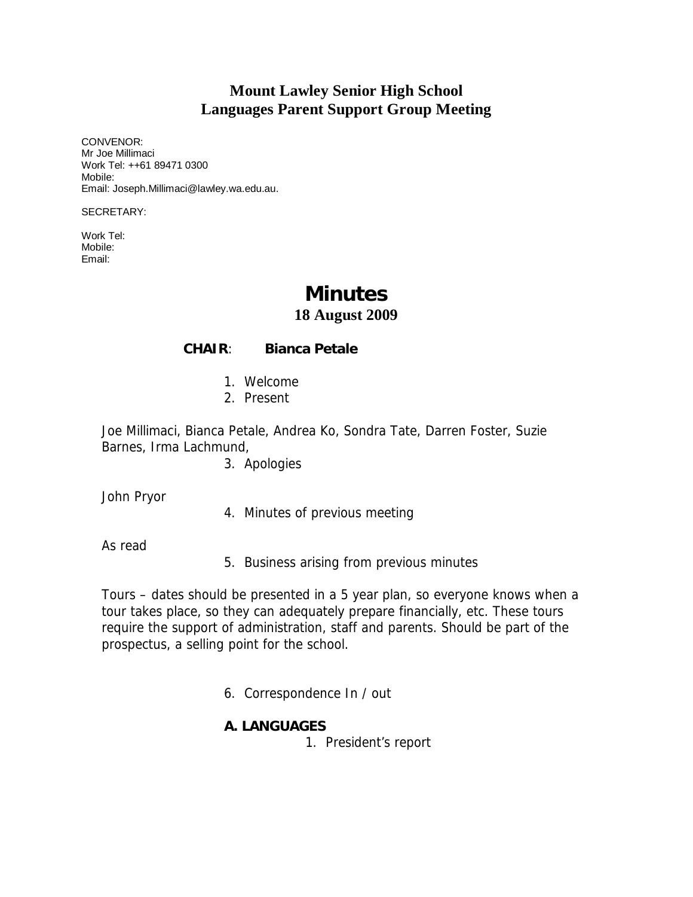# Mount Lawley Senior High School
## Languages Parent Support Group Meeting

CONVENOR:
Mr Joe Millimaci
Work Tel: ++61 89471 0300
Mobile:
Email: Joseph.Millimaci@lawley.wa.edu.au.

SECRETARY:

Work Tel:
Mobile:
Email:

# Minutes
## 18 August 2009

**CHAIR**: **Bianca Petale**

1. Welcome
2. Present

Joe Millimaci, Bianca Petale, Andrea Ko, Sondra Tate, Darren Foster, Suzie Barnes, Irma Lachmund,

3. Apologies

John Pryor

4. Minutes of previous meeting

As read

5. Business arising from previous minutes

Tours – dates should be presented in a 5 year plan, so everyone knows when a tour takes place, so they can adequately prepare financially, etc. These tours require the support of administration, staff and parents. Should be part of the prospectus, a selling point for the school.

6. Correspondence In / out

**A. LANGUAGES**

1. President's report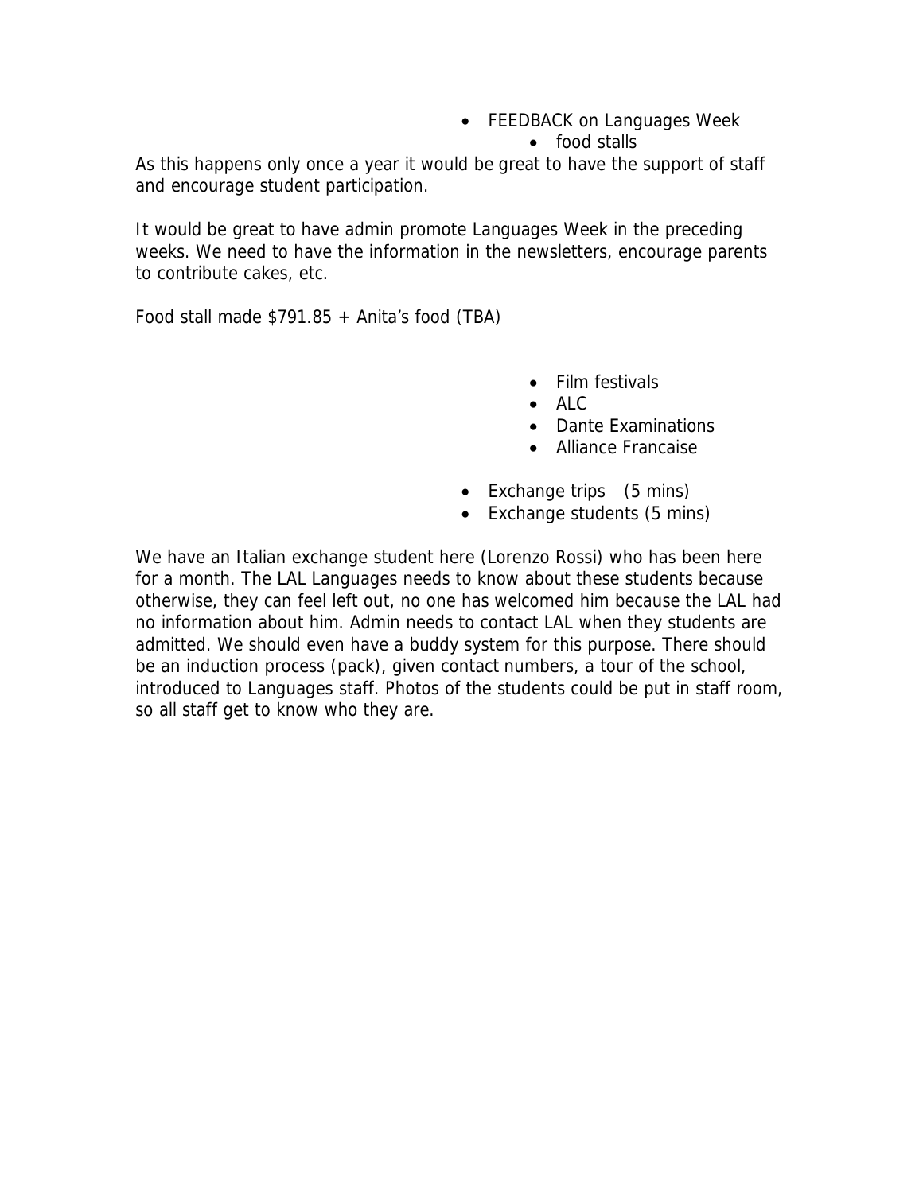- FEEDBACK on Languages Week
  - food stalls

As this happens only once a year it would be great to have the support of staff and encourage student participation.

It would be great to have admin promote Languages Week in the preceding weeks. We need to have the information in the newsletters, encourage parents to contribute cakes, etc.

Food stall made $791.85 + Anita's food (TBA)

  - Film festivals
  - ALC
  - Dante Examinations
  - Alliance Francaise

- Exchange trips (5 mins)
- Exchange students (5 mins)

We have an Italian exchange student here (Lorenzo Rossi) who has been here for a month. The LAL Languages needs to know about these students because otherwise, they can feel left out, no one has welcomed him because the LAL had no information about him. Admin needs to contact LAL when they students are admitted. We should even have a buddy system for this purpose. There should be an induction process (pack), given contact numbers, a tour of the school, introduced to Languages staff. Photos of the students could be put in staff room, so all staff get to know who they are.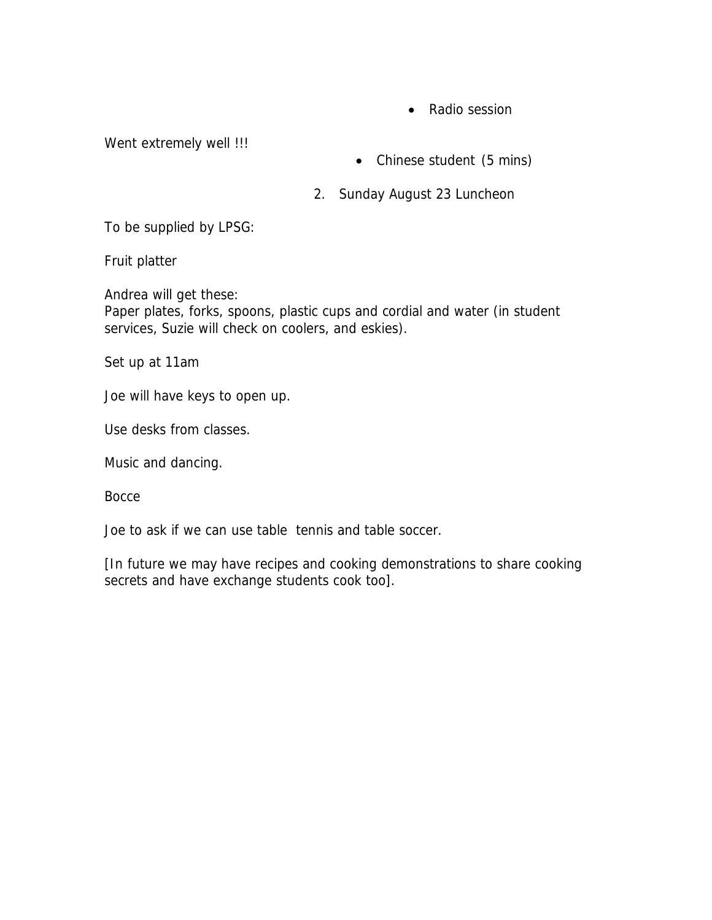- Radio session

Went extremely well !!!

- Chinese student (5 mins)

2. Sunday August 23 Luncheon

To be supplied by LPSG:

Fruit platter

Andrea will get these:
Paper plates, forks, spoons, plastic cups and cordial and water (in student services, Suzie will check on coolers, and eskies).

Set up at 11am

Joe will have keys to open up.

Use desks from classes.

Music and dancing.

Bocce

Joe to ask if we can use table tennis and table soccer.

[In future we may have recipes and cooking demonstrations to share cooking secrets and have exchange students cook too].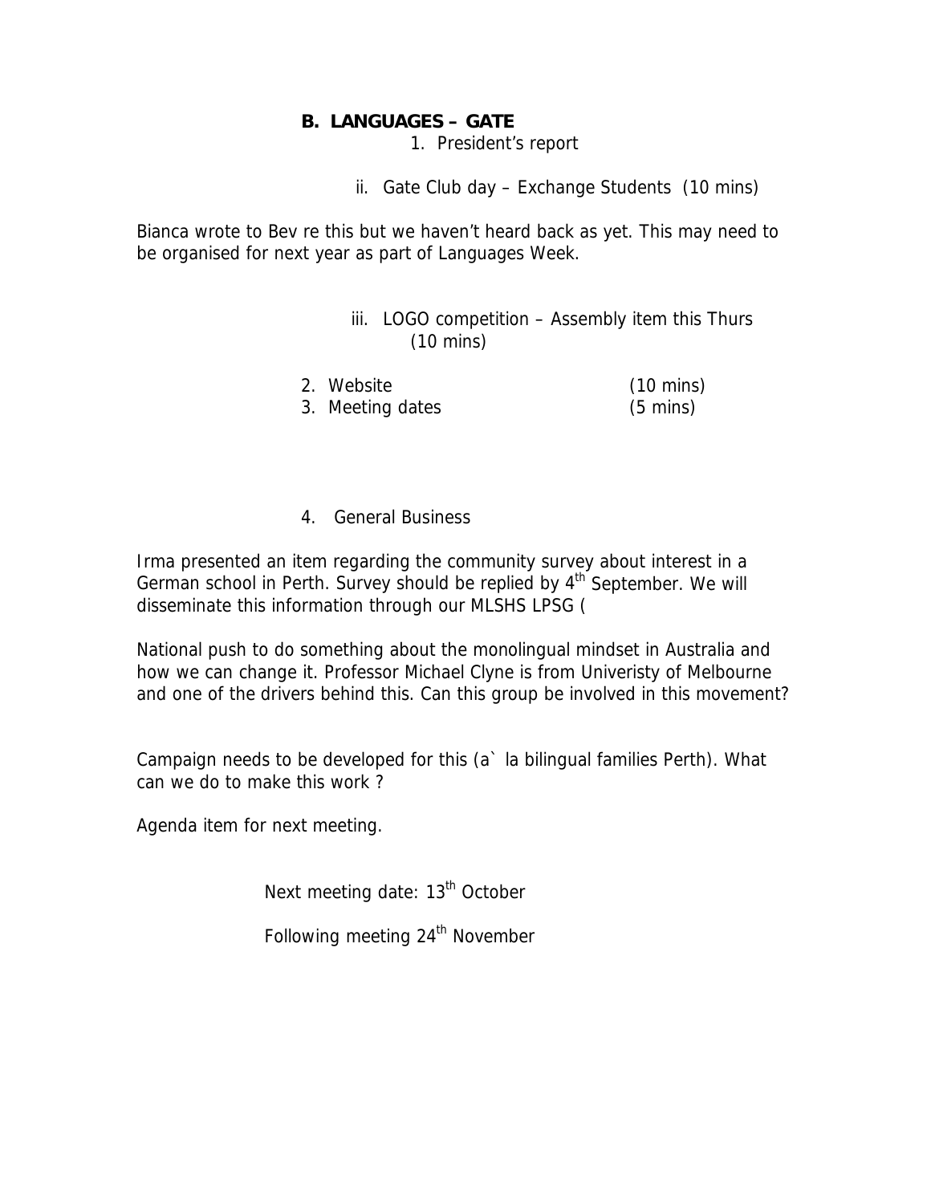**B. LANGUAGES – GATE**

1. President's report

ii. Gate Club day – Exchange Students (10 mins)

Bianca wrote to Bev re this but we haven't heard back as yet. This may need to be organised for next year as part of Languages Week.

iii. LOGO competition – Assembly item this Thurs (10 mins)

2. Website (10 mins)
3. Meeting dates (5 mins)

4. General Business

Irma presented an item regarding the community survey about interest in a German school in Perth. Survey should be replied by 4th September. We will disseminate this information through our MLSHS LPSG (

National push to do something about the monolingual mindset in Australia and how we can change it. Professor Michael Clyne is from Univeristy of Melbourne and one of the drivers behind this. Can this group be involved in this movement?

Campaign needs to be developed for this (a` la bilingual families Perth). What can we do to make this work ?

Agenda item for next meeting.

Next meeting date: 13th October

Following meeting 24th November